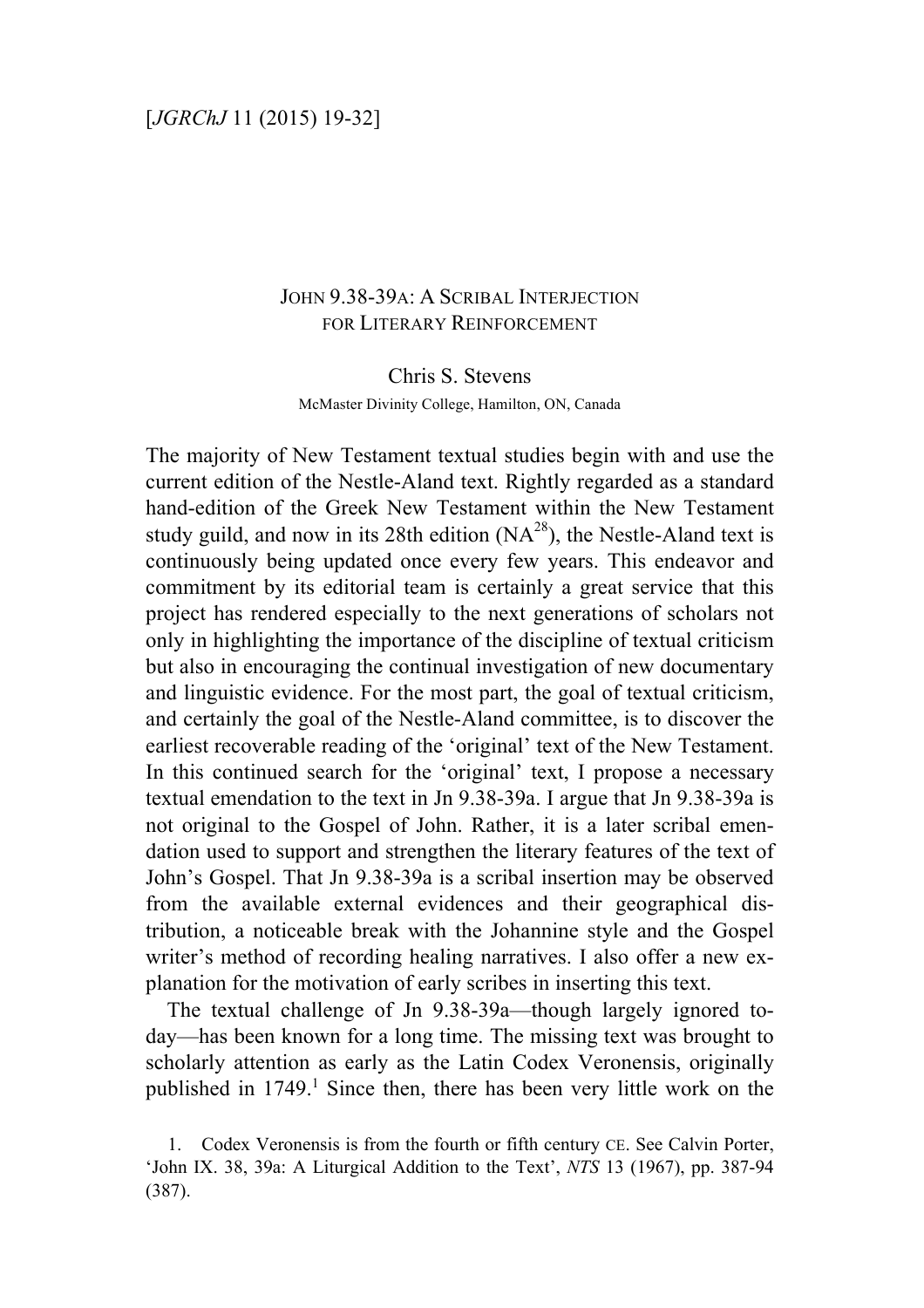# John 9.38-39a: A Scribal Interjection for Literary Reinforcement

Chris S. Stevens

McMaster Divinity College, Hamilton, ON, Canada

The majority of New Testament textual studies begin with and use the current edition of the Nestle-Aland text. Rightly regarded as a standard hand-edition of the Greek New Testament within the New Testament study guild, and now in its 28th edition (NA[28]), the Nestle-Aland text is continuously being updated once every few years. This endeavor and commitment by its editorial team is certainly a great service that this project has rendered especially to the next generations of scholars not only in highlighting the importance of the discipline of textual criticism but also in encouraging the continual investigation of new documentary and linguistic evidence. For the most part, the goal of textual criticism, and certainly the goal of the Nestle-Aland committee, is to discover the earliest recoverable reading of the 'original' text of the New Testament. In this continued search for the 'original' text, I propose a necessary textual emendation to the text in Jn 9.38-39a. I argue that Jn 9.38-39a is not original to the Gospel of John. Rather, it is a later scribal emendation used to support and strengthen the literary features of the text of John's Gospel. That Jn 9.38-39a is a scribal insertion may be observed from the available external evidences and their geographical distribution, a noticeable break with the Johannine style and the Gospel writer's method of recording healing narratives. I also offer a new explanation for the motivation of early scribes in inserting this text.

The textual challenge of Jn 9.38-39a—though largely ignored today—has been known for a long time. The missing text was brought to scholarly attention as early as the Latin Codex Veronensis, originally published in 1749.[1] Since then, there has been very little work on the

1. Codex Veronensis is from the fourth or fifth century CE. See Calvin Porter, 'John IX. 38, 39a: A Liturgical Addition to the Text', *NTS* 13 (1967), pp. 387-94 (387).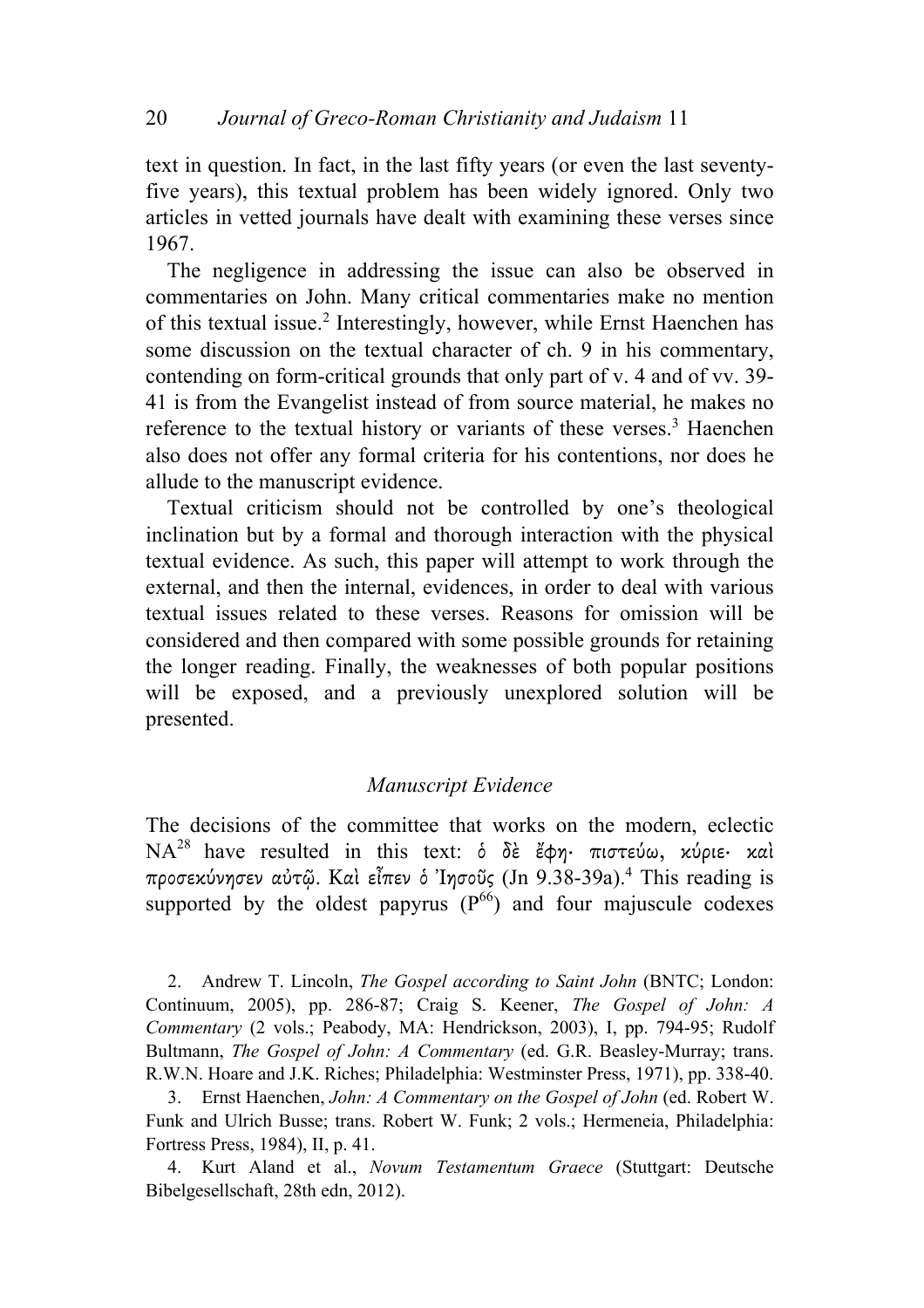text in question. In fact, in the last fifty years (or even the last seventy-five years), this textual problem has been widely ignored. Only two articles in vetted journals have dealt with examining these verses since 1967.

The negligence in addressing the issue can also be observed in commentaries on John. Many critical commentaries make no mention of this textual issue.[2] Interestingly, however, while Ernst Haenchen has some discussion on the textual character of ch. 9 in his commentary, contending on form-critical grounds that only part of v. 4 and of vv. 39-41 is from the Evangelist instead of from source material, he makes no reference to the textual history or variants of these verses.[3] Haenchen also does not offer any formal criteria for his contentions, nor does he allude to the manuscript evidence.

Textual criticism should not be controlled by one's theological inclination but by a formal and thorough interaction with the physical textual evidence. As such, this paper will attempt to work through the external, and then the internal, evidences, in order to deal with various textual issues related to these verses. Reasons for omission will be considered and then compared with some possible grounds for retaining the longer reading. Finally, the weaknesses of both popular positions will be exposed, and a previously unexplored solution will be presented.

## *Manuscript Evidence*

The decisions of the committee that works on the modern, eclectic NA$^{28}$ have resulted in this text: *ὁ δὲ ἔφη· πιστεύω, κύριε· καὶ προσεκύνησεν αὐτῷ. Καὶ εἶπεν ὁ Ἰησοῦς* (Jn 9.38-39a).[4] This reading is supported by the oldest papyrus (P$^{66}$) and four majuscule codexes

2. Andrew T. Lincoln, *The Gospel according to Saint John* (BNTC; London: Continuum, 2005), pp. 286-87; Craig S. Keener, *The Gospel of John: A Commentary* (2 vols.; Peabody, MA: Hendrickson, 2003), I, pp. 794-95; Rudolf Bultmann, *The Gospel of John: A Commentary* (ed. G.R. Beasley-Murray; trans. R.W.N. Hoare and J.K. Riches; Philadelphia: Westminster Press, 1971), pp. 338-40.

3. Ernst Haenchen, *John: A Commentary on the Gospel of John* (ed. Robert W. Funk and Ulrich Busse; trans. Robert W. Funk; 2 vols.; Hermeneia, Philadelphia: Fortress Press, 1984), II, p. 41.

4. Kurt Aland et al., *Novum Testamentum Graece* (Stuttgart: Deutsche Bibelgesellschaft, 28th edn, 2012).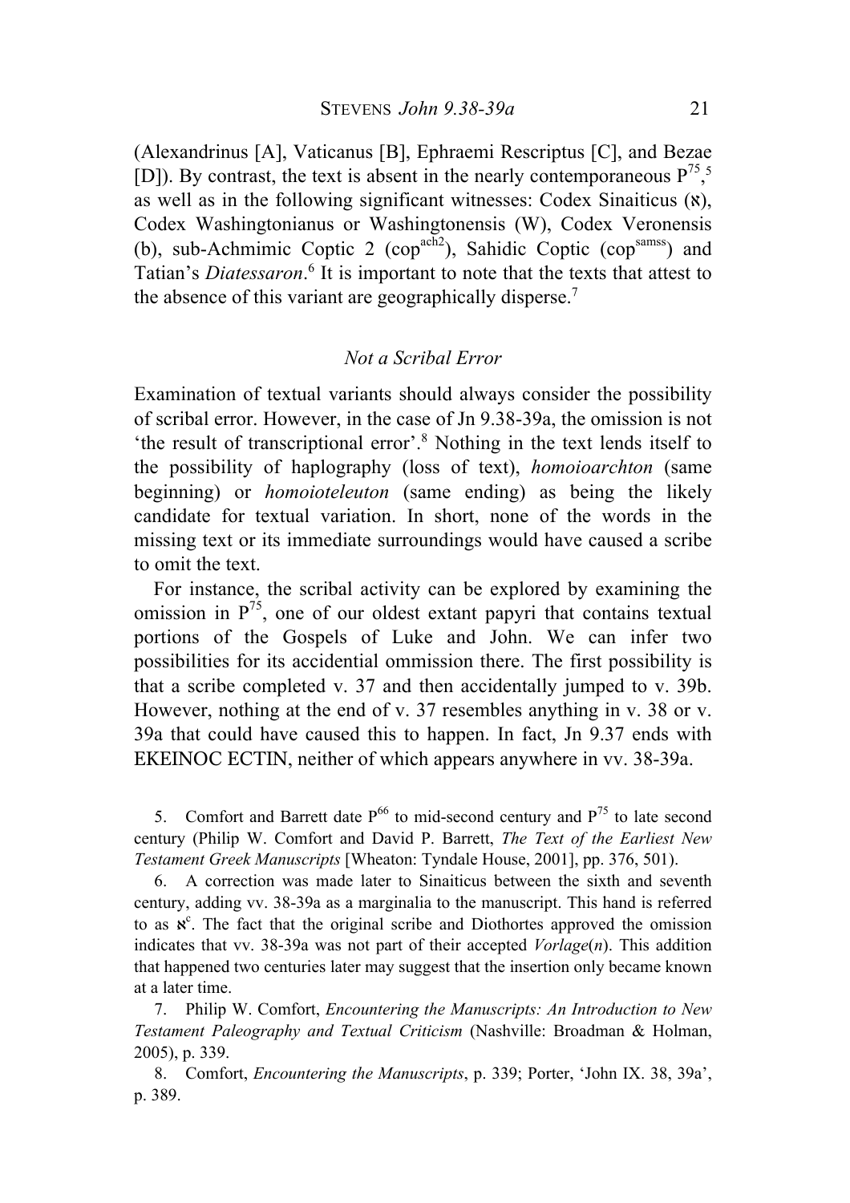(Alexandrinus [A], Vaticanus [B], Ephraemi Rescriptus [C], and Bezae [D]). By contrast, the text is absent in the nearly contemporaneous $P^{75}$,[5] as well as in the following significant witnesses: Codex Sinaiticus (א), Codex Washingtonianus or Washingtonensis (W), Codex Veronensis (b), sub-Achmimic Coptic 2 ($cop^{ach2}$), Sahidic Coptic ($cop^{samss}$) and Tatian's *Diatessaron*.[6] It is important to note that the texts that attest to the absence of this variant are geographically disperse.[7]

### *Not a Scribal Error*

Examination of textual variants should always consider the possibility of scribal error. However, in the case of Jn 9.38-39a, the omission is not 'the result of transcriptional error'.[8] Nothing in the text lends itself to the possibility of haplography (loss of text), *homoioarchton* (same beginning) or *homoioteleuton* (same ending) as being the likely candidate for textual variation. In short, none of the words in the missing text or its immediate surroundings would have caused a scribe to omit the text.

For instance, the scribal activity can be explored by examining the omission in $P^{75}$, one of our oldest extant papyri that contains textual portions of the Gospels of Luke and John. We can infer two possibilities for its accidential ommission there. The first possibility is that a scribe completed v. 37 and then accidentally jumped to v. 39b. However, nothing at the end of v. 37 resembles anything in v. 38 or v. 39a that could have caused this to happen. In fact, Jn 9.37 ends with ΕΚΕΙΝΟϹ ΕϹΤΙΝ, neither of which appears anywhere in vv. 38-39a.

5. Comfort and Barrett date $P^{66}$ to mid-second century and $P^{75}$ to late second century (Philip W. Comfort and David P. Barrett, *The Text of the Earliest New Testament Greek Manuscripts* [Wheaton: Tyndale House, 2001], pp. 376, 501).

6. A correction was made later to Sinaiticus between the sixth and seventh century, adding vv. 38-39a as a marginalia to the manuscript. This hand is referred to as $א^{c}$. The fact that the original scribe and Diothortes approved the omission indicates that vv. 38-39a was not part of their accepted *Vorlage*(*n*). This addition that happened two centuries later may suggest that the insertion only became known at a later time.

7. Philip W. Comfort, *Encountering the Manuscripts: An Introduction to New Testament Paleography and Textual Criticism* (Nashville: Broadman & Holman, 2005), p. 339.

8. Comfort, *Encountering the Manuscripts*, p. 339; Porter, 'John IX. 38, 39a', p. 389.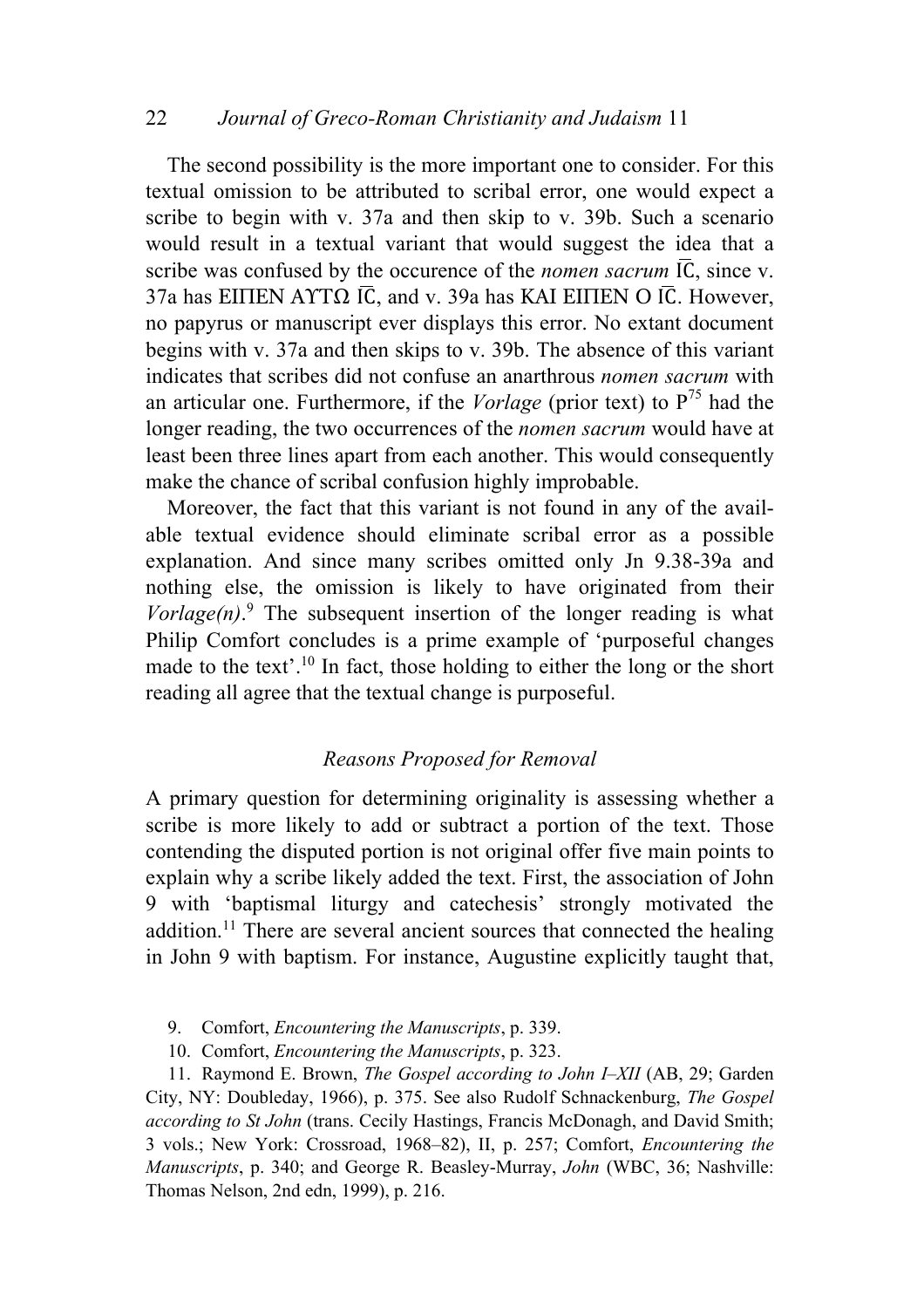The second possibility is the more important one to consider. For this textual omission to be attributed to scribal error, one would expect a scribe to begin with v. 37a and then skip to v. 39b. Such a scenario would result in a textual variant that would suggest the idea that a scribe was confused by the occurence of the *nomen sacrum* $\overline{\text{IC}}$, since v. 37a has ΕΙΠΕΝ ΑΥΤΩ $\overline{\text{IC}}$, and v. 39a has ΚΑΙ ΕΙΠΕΝ Ο $\overline{\text{IC}}$. However, no papyrus or manuscript ever displays this error. No extant document begins with v. 37a and then skips to v. 39b. The absence of this variant indicates that scribes did not confuse an anarthrous *nomen sacrum* with an articular one. Furthermore, if the *Vorlage* (prior text) to $P^{75}$ had the longer reading, the two occurrences of the *nomen sacrum* would have at least been three lines apart from each another. This would consequently make the chance of scribal confusion highly improbable.

Moreover, the fact that this variant is not found in any of the available textual evidence should eliminate scribal error as a possible explanation. And since many scribes omitted only Jn 9.38-39a and nothing else, the omission is likely to have originated from their *Vorlage(n)*.[9] The subsequent insertion of the longer reading is what Philip Comfort concludes is a prime example of 'purposeful changes made to the text'.[10] In fact, those holding to either the long or the short reading all agree that the textual change is purposeful.

### *Reasons Proposed for Removal*

A primary question for determining originality is assessing whether a scribe is more likely to add or subtract a portion of the text. Those contending the disputed portion is not original offer five main points to explain why a scribe likely added the text. First, the association of John 9 with 'baptismal liturgy and catechesis' strongly motivated the addition.[11] There are several ancient sources that connected the healing in John 9 with baptism. For instance, Augustine explicitly taught that,

9. Comfort, *Encountering the Manuscripts*, p. 339.

10. Comfort, *Encountering the Manuscripts*, p. 323.

11. Raymond E. Brown, *The Gospel according to John I–XII* (AB, 29; Garden City, NY: Doubleday, 1966), p. 375. See also Rudolf Schnackenburg, *The Gospel according to St John* (trans. Cecily Hastings, Francis McDonagh, and David Smith; 3 vols.; New York: Crossroad, 1968–82), II, p. 257; Comfort, *Encountering the Manuscripts*, p. 340; and George R. Beasley-Murray, *John* (WBC, 36; Nashville: Thomas Nelson, 2nd edn, 1999), p. 216.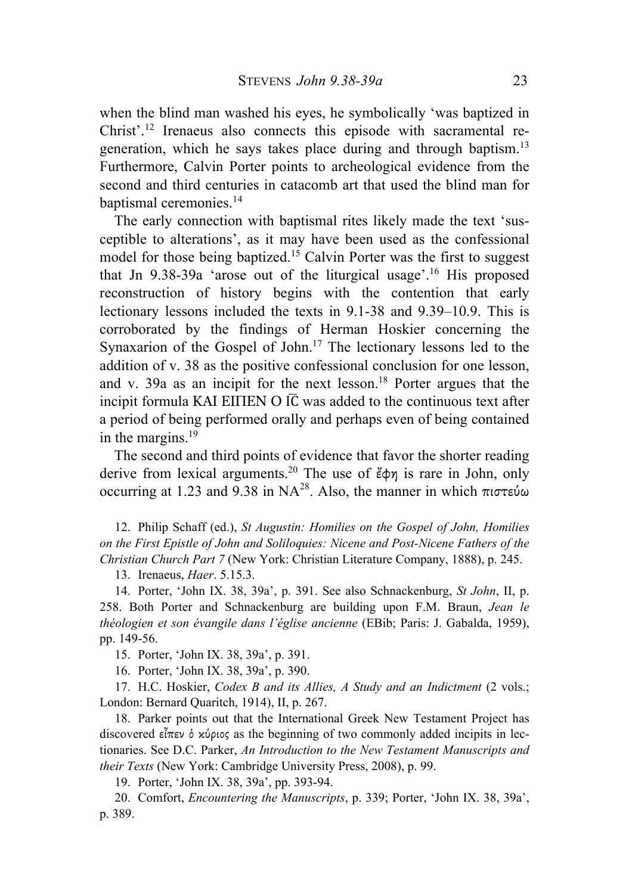when the blind man washed his eyes, he symbolically 'was baptized in Christ'.[12] Irenaeus also connects this episode with sacramental regeneration, which he says takes place during and through baptism.[13] Furthermore, Calvin Porter points to archeological evidence from the second and third centuries in catacomb art that used the blind man for baptismal ceremonies.[14]

The early connection with baptismal rites likely made the text 'susceptible to alterations', as it may have been used as the confessional model for those being baptized.[15] Calvin Porter was the first to suggest that Jn 9.38-39a 'arose out of the liturgical usage'.[16] His proposed reconstruction of history begins with the contention that early lectionary lessons included the texts in 9.1-38 and 9.39–10.9. This is corroborated by the findings of Herman Hoskier concerning the Synaxarion of the Gospel of John.[17] The lectionary lessons led to the addition of v. 38 as the positive confessional conclusion for one lesson, and v. 39a as an incipit for the next lesson.[18] Porter argues that the incipit formula ΚΑΙ ΕΙΠΕΝ Ο Ι͞C was added to the continuous text after a period of being performed orally and perhaps even of being contained in the margins.[19]

The second and third points of evidence that favor the shorter reading derive from lexical arguments.[20] The use of ἔφη is rare in John, only occurring at 1.23 and 9.38 in NA[28]. Also, the manner in which πιστεύω

12. Philip Schaff (ed.), *St Augustin: Homilies on the Gospel of John, Homilies on the First Epistle of John and Soliloquies: Nicene and Post-Nicene Fathers of the Christian Church Part 7* (New York: Christian Literature Company, 1888), p. 245.

13. Irenaeus, *Haer*. 5.15.3.

14. Porter, 'John IX. 38, 39a', p. 391. See also Schnackenburg, *St John*, II, p. 258. Both Porter and Schnackenburg are building upon F.M. Braun, *Jean le théologien et son évangile dans l'église ancienne* (EBib; Paris: J. Gabalda, 1959), pp. 149-56.

15. Porter, 'John IX. 38, 39a', p. 391.

16. Porter, 'John IX. 38, 39a', p. 390.

17. H.C. Hoskier, *Codex B and its Allies, A Study and an Indictment* (2 vols.; London: Bernard Quaritch, 1914), II, p. 267.

18. Parker points out that the International Greek New Testament Project has discovered εἶπεν ὁ κύριος as the beginning of two commonly added incipits in lectionaries. See D.C. Parker, *An Introduction to the New Testament Manuscripts and their Texts* (New York: Cambridge University Press, 2008), p. 99.

19. Porter, 'John IX. 38, 39a', pp. 393-94.

20. Comfort, *Encountering the Manuscripts*, p. 339; Porter, 'John IX. 38, 39a', p. 389.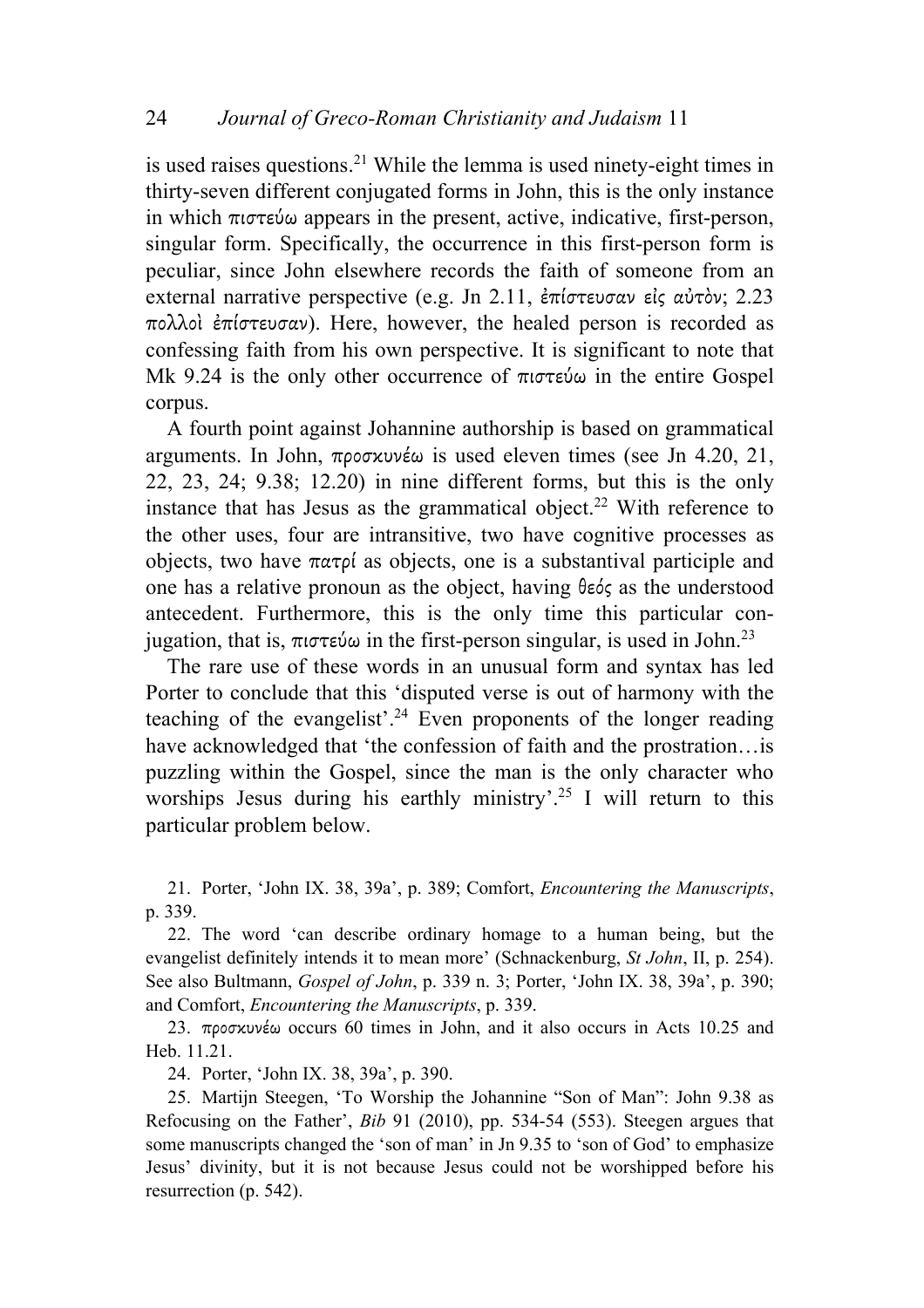is used raises questions.[21] While the lemma is used ninety-eight times in thirty-seven different conjugated forms in John, this is the only instance in which πιστεύω appears in the present, active, indicative, first-person, singular form. Specifically, the occurrence in this first-person form is peculiar, since John elsewhere records the faith of someone from an external narrative perspective (e.g. Jn 2.11, ἐπίστευσαν εἰς αὐτὸν; 2.23 πολλοὶ ἐπίστευσαν). Here, however, the healed person is recorded as confessing faith from his own perspective. It is significant to note that Mk 9.24 is the only other occurrence of πιστεύω in the entire Gospel corpus.

A fourth point against Johannine authorship is based on grammatical arguments. In John, προσκυνέω is used eleven times (see Jn 4.20, 21, 22, 23, 24; 9.38; 12.20) in nine different forms, but this is the only instance that has Jesus as the grammatical object.[22] With reference to the other uses, four are intransitive, two have cognitive processes as objects, two have πατρί as objects, one is a substantival participle and one has a relative pronoun as the object, having θεός as the understood antecedent. Furthermore, this is the only time this particular conjugation, that is, πιστεύω in the first-person singular, is used in John.[23]

The rare use of these words in an unusual form and syntax has led Porter to conclude that this 'disputed verse is out of harmony with the teaching of the evangelist'.[24] Even proponents of the longer reading have acknowledged that 'the confession of faith and the prostration…is puzzling within the Gospel, since the man is the only character who worships Jesus during his earthly ministry'.[25] I will return to this particular problem below.

21. Porter, 'John IX. 38, 39a', p. 389; Comfort, *Encountering the Manuscripts*, p. 339.

22. The word 'can describe ordinary homage to a human being, but the evangelist definitely intends it to mean more' (Schnackenburg, *St John*, II, p. 254). See also Bultmann, *Gospel of John*, p. 339 n. 3; Porter, 'John IX. 38, 39a', p. 390; and Comfort, *Encountering the Manuscripts*, p. 339.

23. προσκυνέω occurs 60 times in John, and it also occurs in Acts 10.25 and Heb. 11.21.

24. Porter, 'John IX. 38, 39a', p. 390.

25. Martijn Steegen, 'To Worship the Johannine "Son of Man": John 9.38 as Refocusing on the Father', *Bib* 91 (2010), pp. 534-54 (553). Steegen argues that some manuscripts changed the 'son of man' in Jn 9.35 to 'son of God' to emphasize Jesus' divinity, but it is not because Jesus could not be worshipped before his resurrection (p. 542).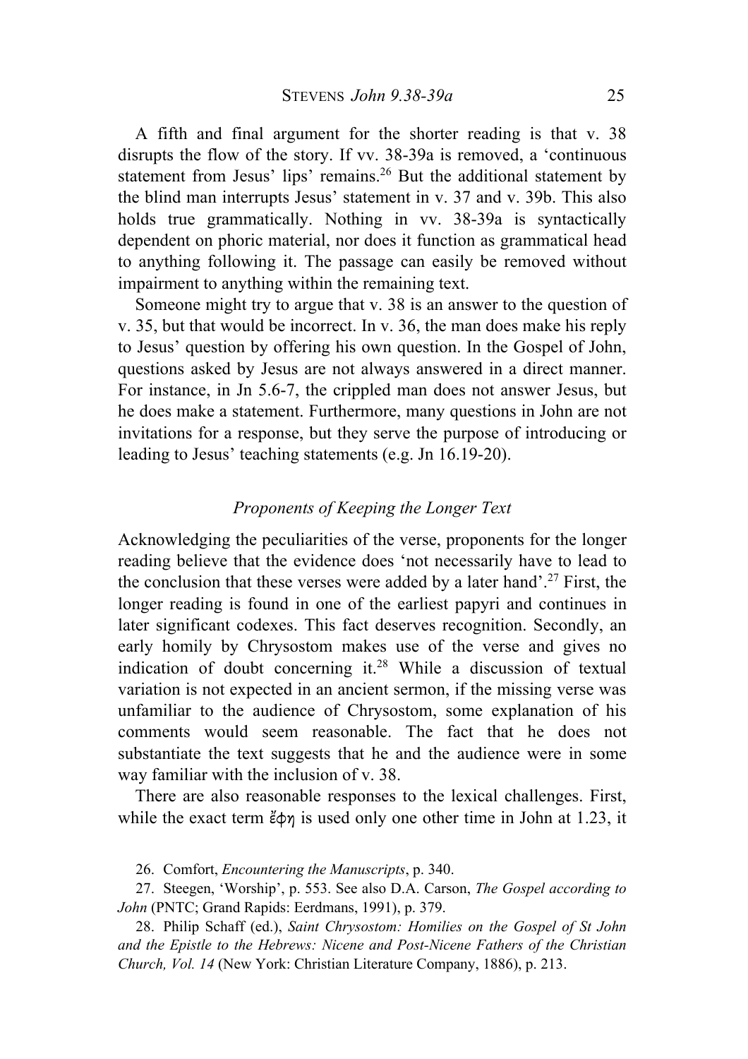A fifth and final argument for the shorter reading is that v. 38 disrupts the flow of the story. If vv. 38-39a is removed, a 'continuous statement from Jesus' lips' remains.[26] But the additional statement by the blind man interrupts Jesus' statement in v. 37 and v. 39b. This also holds true grammatically. Nothing in vv. 38-39a is syntactically dependent on phoric material, nor does it function as grammatical head to anything following it. The passage can easily be removed without impairment to anything within the remaining text.

Someone might try to argue that v. 38 is an answer to the question of v. 35, but that would be incorrect. In v. 36, the man does make his reply to Jesus' question by offering his own question. In the Gospel of John, questions asked by Jesus are not always answered in a direct manner. For instance, in Jn 5.6-7, the crippled man does not answer Jesus, but he does make a statement. Furthermore, many questions in John are not invitations for a response, but they serve the purpose of introducing or leading to Jesus' teaching statements (e.g. Jn 16.19-20).

### *Proponents of Keeping the Longer Text*

Acknowledging the peculiarities of the verse, proponents for the longer reading believe that the evidence does 'not necessarily have to lead to the conclusion that these verses were added by a later hand'.[27] First, the longer reading is found in one of the earliest papyri and continues in later significant codexes. This fact deserves recognition. Secondly, an early homily by Chrysostom makes use of the verse and gives no indication of doubt concerning it.[28] While a discussion of textual variation is not expected in an ancient sermon, if the missing verse was unfamiliar to the audience of Chrysostom, some explanation of his comments would seem reasonable. The fact that he does not substantiate the text suggests that he and the audience were in some way familiar with the inclusion of v. 38.

There are also reasonable responses to the lexical challenges. First, while the exact term ἔφη is used only one other time in John at 1.23, it

26. Comfort, *Encountering the Manuscripts*, p. 340.

27. Steegen, 'Worship', p. 553. See also D.A. Carson, *The Gospel according to John* (PNTC; Grand Rapids: Eerdmans, 1991), p. 379.

28. Philip Schaff (ed.), *Saint Chrysostom: Homilies on the Gospel of St John and the Epistle to the Hebrews: Nicene and Post-Nicene Fathers of the Christian Church, Vol. 14* (New York: Christian Literature Company, 1886), p. 213.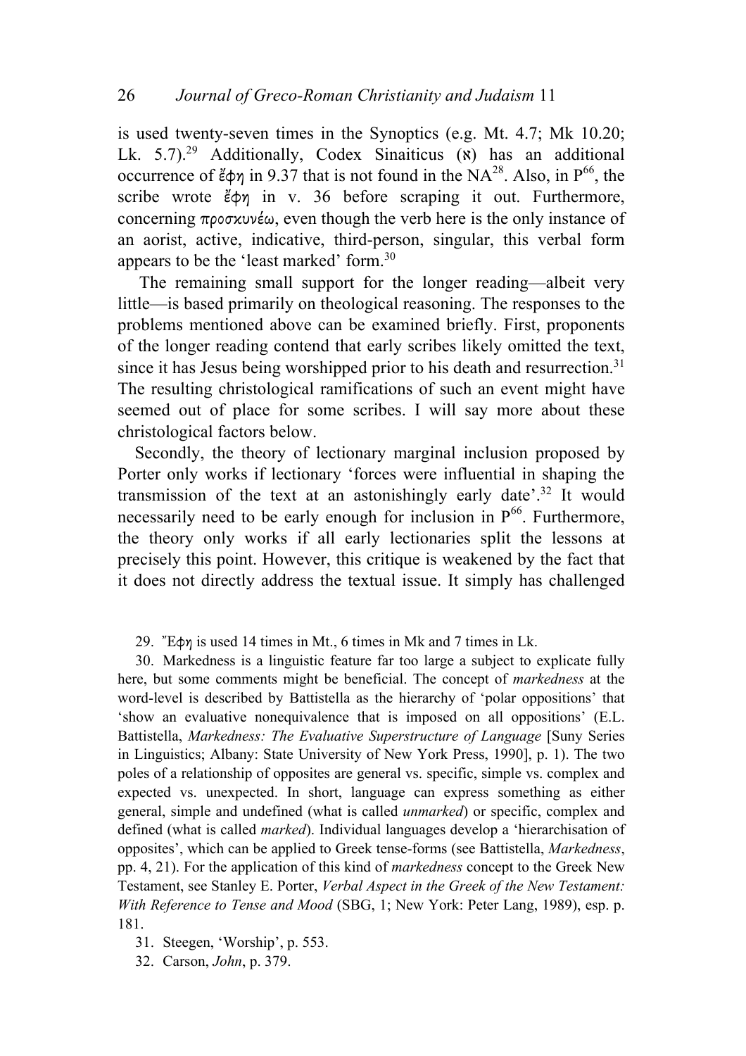is used twenty-seven times in the Synoptics (e.g. Mt. 4.7; Mk 10.20; Lk. 5.7).[29] Additionally, Codex Sinaiticus (א) has an additional occurrence of ἔφη in 9.37 that is not found in the NA[28]. Also, in P[66], the scribe wrote ἔφη in v. 36 before scraping it out. Furthermore, concerning *προσκυνέω*, even though the verb here is the only instance of an aorist, active, indicative, third-person, singular, this verbal form appears to be the 'least marked' form.[30]

The remaining small support for the longer reading—albeit very little—is based primarily on theological reasoning. The responses to the problems mentioned above can be examined briefly. First, proponents of the longer reading contend that early scribes likely omitted the text, since it has Jesus being worshipped prior to his death and resurrection.[31] The resulting christological ramifications of such an event might have seemed out of place for some scribes. I will say more about these christological factors below.

Secondly, the theory of lectionary marginal inclusion proposed by Porter only works if lectionary 'forces were influential in shaping the transmission of the text at an astonishingly early date'.[32] It would necessarily need to be early enough for inclusion in P[66]. Furthermore, the theory only works if all early lectionaries split the lessons at precisely this point. However, this critique is weakened by the fact that it does not directly address the textual issue. It simply has challenged

29. Ἔφη is used 14 times in Mt., 6 times in Mk and 7 times in Lk.

30. Markedness is a linguistic feature far too large a subject to explicate fully here, but some comments might be beneficial. The concept of *markedness* at the word-level is described by Battistella as the hierarchy of 'polar oppositions' that 'show an evaluative nonequivalence that is imposed on all oppositions' (E.L. Battistella, *Markedness: The Evaluative Superstructure of Language* [Suny Series in Linguistics; Albany: State University of New York Press, 1990], p. 1). The two poles of a relationship of opposites are general vs. specific, simple vs. complex and expected vs. unexpected. In short, language can express something as either general, simple and undefined (what is called *unmarked*) or specific, complex and defined (what is called *marked*). Individual languages develop a 'hierarchisation of opposites', which can be applied to Greek tense-forms (see Battistella, *Markedness*, pp. 4, 21). For the application of this kind of *markedness* concept to the Greek New Testament, see Stanley E. Porter, *Verbal Aspect in the Greek of the New Testament: With Reference to Tense and Mood* (SBG, 1; New York: Peter Lang, 1989), esp. p. 181.

31. Steegen, 'Worship', p. 553.

32. Carson, *John*, p. 379.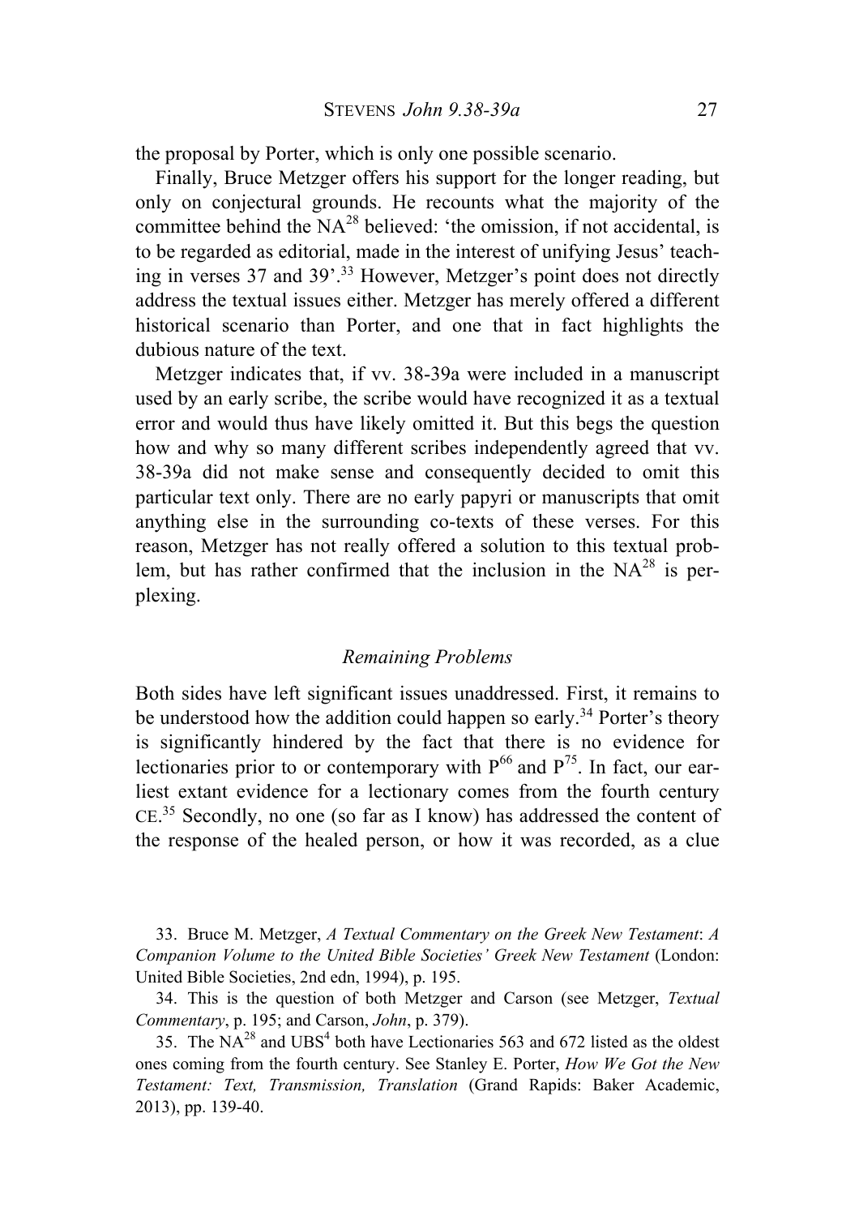the proposal by Porter, which is only one possible scenario.

Finally, Bruce Metzger offers his support for the longer reading, but only on conjectural grounds. He recounts what the majority of the committee behind the $NA^{28}$ believed: 'the omission, if not accidental, is to be regarded as editorial, made in the interest of unifying Jesus' teaching in verses 37 and 39'.[33] However, Metzger's point does not directly address the textual issues either. Metzger has merely offered a different historical scenario than Porter, and one that in fact highlights the dubious nature of the text.

Metzger indicates that, if vv. 38-39a were included in a manuscript used by an early scribe, the scribe would have recognized it as a textual error and would thus have likely omitted it. But this begs the question how and why so many different scribes independently agreed that vv. 38-39a did not make sense and consequently decided to omit this particular text only. There are no early papyri or manuscripts that omit anything else in the surrounding co-texts of these verses. For this reason, Metzger has not really offered a solution to this textual problem, but has rather confirmed that the inclusion in the $NA^{28}$ is perplexing.

### *Remaining Problems*

Both sides have left significant issues unaddressed. First, it remains to be understood how the addition could happen so early.[34] Porter's theory is significantly hindered by the fact that there is no evidence for lectionaries prior to or contemporary with $P^{66}$ and $P^{75}$. In fact, our earliest extant evidence for a lectionary comes from the fourth century CE.[35] Secondly, no one (so far as I know) has addressed the content of the response of the healed person, or how it was recorded, as a clue

33. Bruce M. Metzger, *A Textual Commentary on the Greek New Testament*: *A Companion Volume to the United Bible Societies' Greek New Testament* (London: United Bible Societies, 2nd edn, 1994), p. 195.

34. This is the question of both Metzger and Carson (see Metzger, *Textual Commentary*, p. 195; and Carson, *John*, p. 379).

35. The $NA^{28}$ and $UBS^{4}$ both have Lectionaries 563 and 672 listed as the oldest ones coming from the fourth century. See Stanley E. Porter, *How We Got the New Testament: Text, Transmission, Translation* (Grand Rapids: Baker Academic, 2013), pp. 139-40.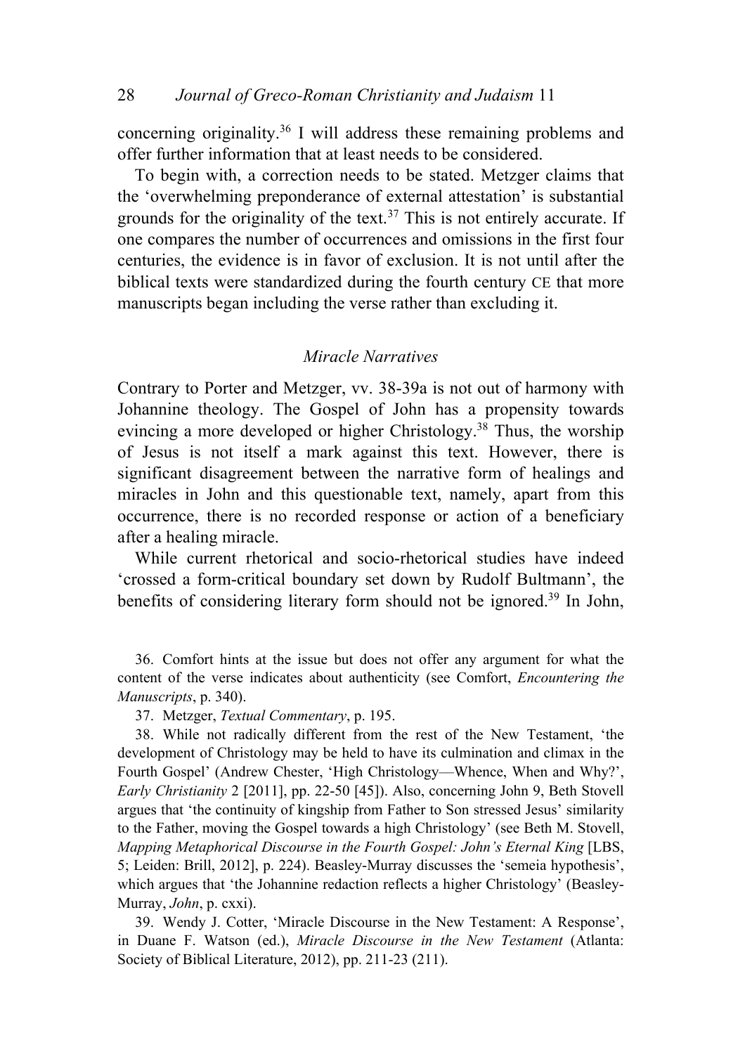concerning originality.[36] I will address these remaining problems and offer further information that at least needs to be considered.

To begin with, a correction needs to be stated. Metzger claims that the 'overwhelming preponderance of external attestation' is substantial grounds for the originality of the text.[37] This is not entirely accurate. If one compares the number of occurrences and omissions in the first four centuries, the evidence is in favor of exclusion. It is not until after the biblical texts were standardized during the fourth century CE that more manuscripts began including the verse rather than excluding it.

### *Miracle Narratives*

Contrary to Porter and Metzger, vv. 38-39a is not out of harmony with Johannine theology. The Gospel of John has a propensity towards evincing a more developed or higher Christology.[38] Thus, the worship of Jesus is not itself a mark against this text. However, there is significant disagreement between the narrative form of healings and miracles in John and this questionable text, namely, apart from this occurrence, there is no recorded response or action of a beneficiary after a healing miracle.

While current rhetorical and socio-rhetorical studies have indeed 'crossed a form-critical boundary set down by Rudolf Bultmann', the benefits of considering literary form should not be ignored.[39] In John,

36. Comfort hints at the issue but does not offer any argument for what the content of the verse indicates about authenticity (see Comfort, *Encountering the Manuscripts*, p. 340).

37. Metzger, *Textual Commentary*, p. 195.

38. While not radically different from the rest of the New Testament, 'the development of Christology may be held to have its culmination and climax in the Fourth Gospel' (Andrew Chester, 'High Christology—Whence, When and Why?', *Early Christianity* 2 [2011], pp. 22-50 [45]). Also, concerning John 9, Beth Stovell argues that 'the continuity of kingship from Father to Son stressed Jesus' similarity to the Father, moving the Gospel towards a high Christology' (see Beth M. Stovell, *Mapping Metaphorical Discourse in the Fourth Gospel: John's Eternal King* [LBS, 5; Leiden: Brill, 2012], p. 224). Beasley-Murray discusses the 'semeia hypothesis', which argues that 'the Johannine redaction reflects a higher Christology' (Beasley-Murray, *John*, p. cxxi).

39. Wendy J. Cotter, 'Miracle Discourse in the New Testament: A Response', in Duane F. Watson (ed.), *Miracle Discourse in the New Testament* (Atlanta: Society of Biblical Literature, 2012), pp. 211-23 (211).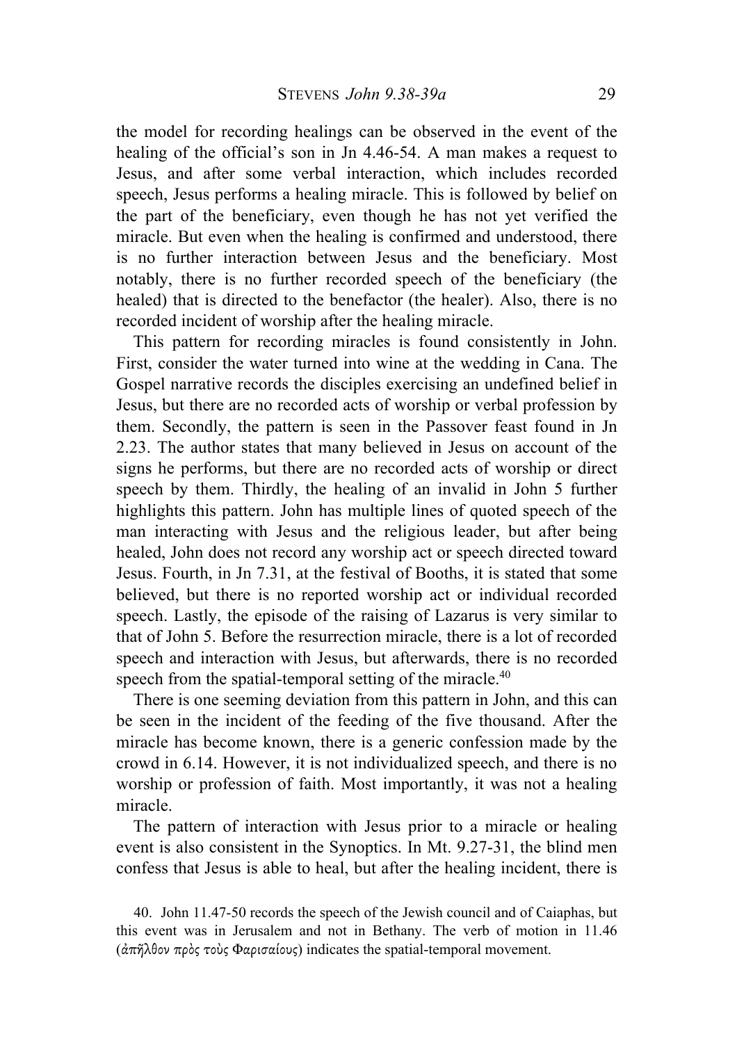the model for recording healings can be observed in the event of the healing of the official's son in Jn 4.46-54. A man makes a request to Jesus, and after some verbal interaction, which includes recorded speech, Jesus performs a healing miracle. This is followed by belief on the part of the beneficiary, even though he has not yet verified the miracle. But even when the healing is confirmed and understood, there is no further interaction between Jesus and the beneficiary. Most notably, there is no further recorded speech of the beneficiary (the healed) that is directed to the benefactor (the healer). Also, there is no recorded incident of worship after the healing miracle.

This pattern for recording miracles is found consistently in John. First, consider the water turned into wine at the wedding in Cana. The Gospel narrative records the disciples exercising an undefined belief in Jesus, but there are no recorded acts of worship or verbal profession by them. Secondly, the pattern is seen in the Passover feast found in Jn 2.23. The author states that many believed in Jesus on account of the signs he performs, but there are no recorded acts of worship or direct speech by them. Thirdly, the healing of an invalid in John 5 further highlights this pattern. John has multiple lines of quoted speech of the man interacting with Jesus and the religious leader, but after being healed, John does not record any worship act or speech directed toward Jesus. Fourth, in Jn 7.31, at the festival of Booths, it is stated that some believed, but there is no reported worship act or individual recorded speech. Lastly, the episode of the raising of Lazarus is very similar to that of John 5. Before the resurrection miracle, there is a lot of recorded speech and interaction with Jesus, but afterwards, there is no recorded speech from the spatial-temporal setting of the miracle.[40]

There is one seeming deviation from this pattern in John, and this can be seen in the incident of the feeding of the five thousand. After the miracle has become known, there is a generic confession made by the crowd in 6.14. However, it is not individualized speech, and there is no worship or profession of faith. Most importantly, it was not a healing miracle.

The pattern of interaction with Jesus prior to a miracle or healing event is also consistent in the Synoptics. In Mt. 9.27-31, the blind men confess that Jesus is able to heal, but after the healing incident, there is

40. John 11.47-50 records the speech of the Jewish council and of Caiaphas, but this event was in Jerusalem and not in Bethany. The verb of motion in 11.46 (ἀπῆλθον πρὸς τοὺς Φαρισαίους) indicates the spatial-temporal movement.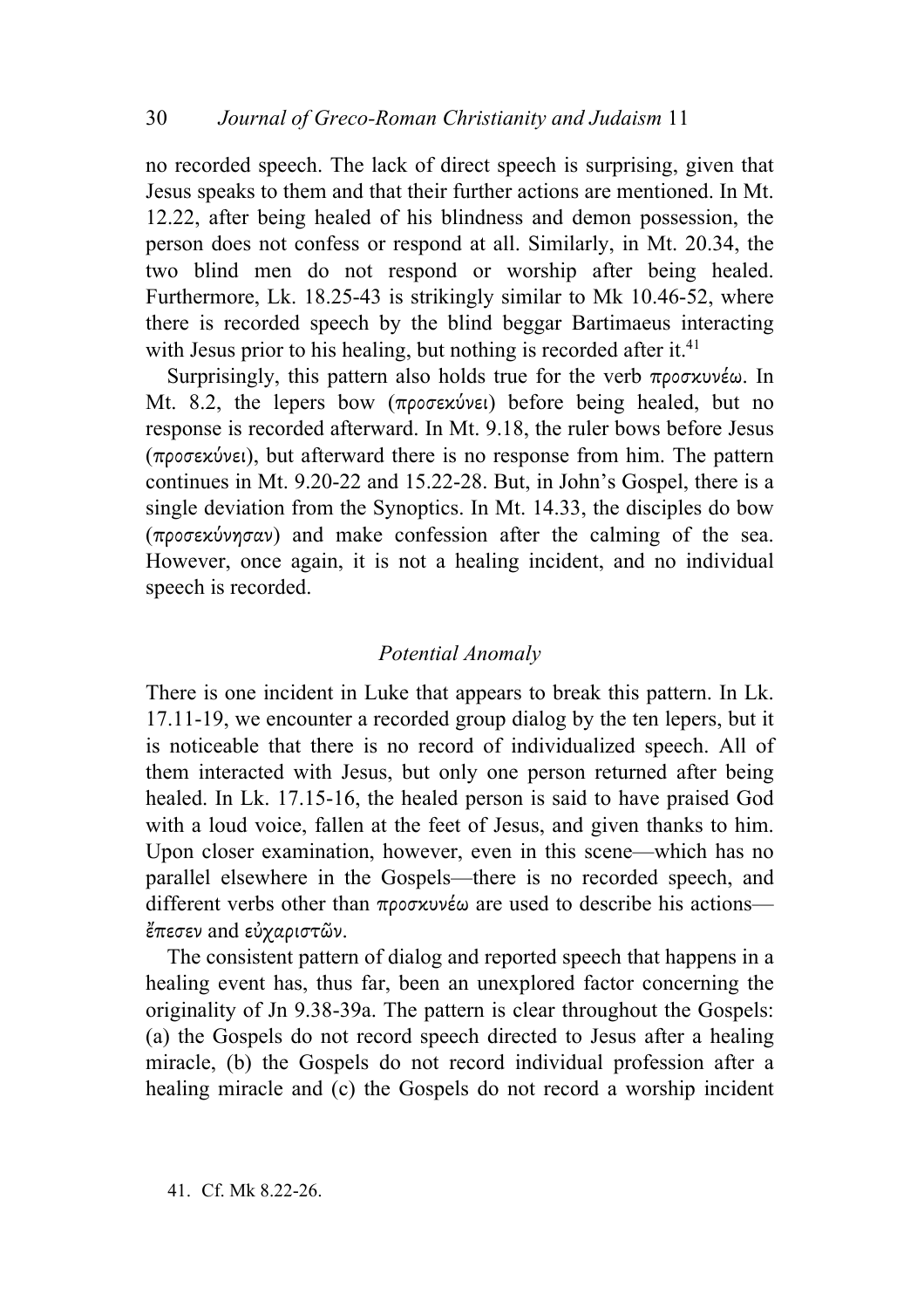no recorded speech. The lack of direct speech is surprising, given that Jesus speaks to them and that their further actions are mentioned. In Mt. 12.22, after being healed of his blindness and demon possession, the person does not confess or respond at all. Similarly, in Mt. 20.34, the two blind men do not respond or worship after being healed. Furthermore, Lk. 18.25-43 is strikingly similar to Mk 10.46-52, where there is recorded speech by the blind beggar Bartimaeus interacting with Jesus prior to his healing, but nothing is recorded after it.[41]

Surprisingly, this pattern also holds true for the verb *προσκυνέω*. In Mt. 8.2, the lepers bow (*προσεκύνει*) before being healed, but no response is recorded afterward. In Mt. 9.18, the ruler bows before Jesus (*προσεκύνει*), but afterward there is no response from him. The pattern continues in Mt. 9.20-22 and 15.22-28. But, in John's Gospel, there is a single deviation from the Synoptics. In Mt. 14.33, the disciples do bow (*προσεκύνησαν*) and make confession after the calming of the sea. However, once again, it is not a healing incident, and no individual speech is recorded.

### *Potential Anomaly*

There is one incident in Luke that appears to break this pattern. In Lk. 17.11-19, we encounter a recorded group dialog by the ten lepers, but it is noticeable that there is no record of individualized speech. All of them interacted with Jesus, but only one person returned after being healed. In Lk. 17.15-16, the healed person is said to have praised God with a loud voice, fallen at the feet of Jesus, and given thanks to him. Upon closer examination, however, even in this scene—which has no parallel elsewhere in the Gospels—there is no recorded speech, and different verbs other than *προσκυνέω* are used to describe his actions—*ἔπεσεν* and *εὐχαριστῶν*.

The consistent pattern of dialog and reported speech that happens in a healing event has, thus far, been an unexplored factor concerning the originality of Jn 9.38-39a. The pattern is clear throughout the Gospels: (a) the Gospels do not record speech directed to Jesus after a healing miracle, (b) the Gospels do not record individual profession after a healing miracle and (c) the Gospels do not record a worship incident

41. Cf. Mk 8.22-26.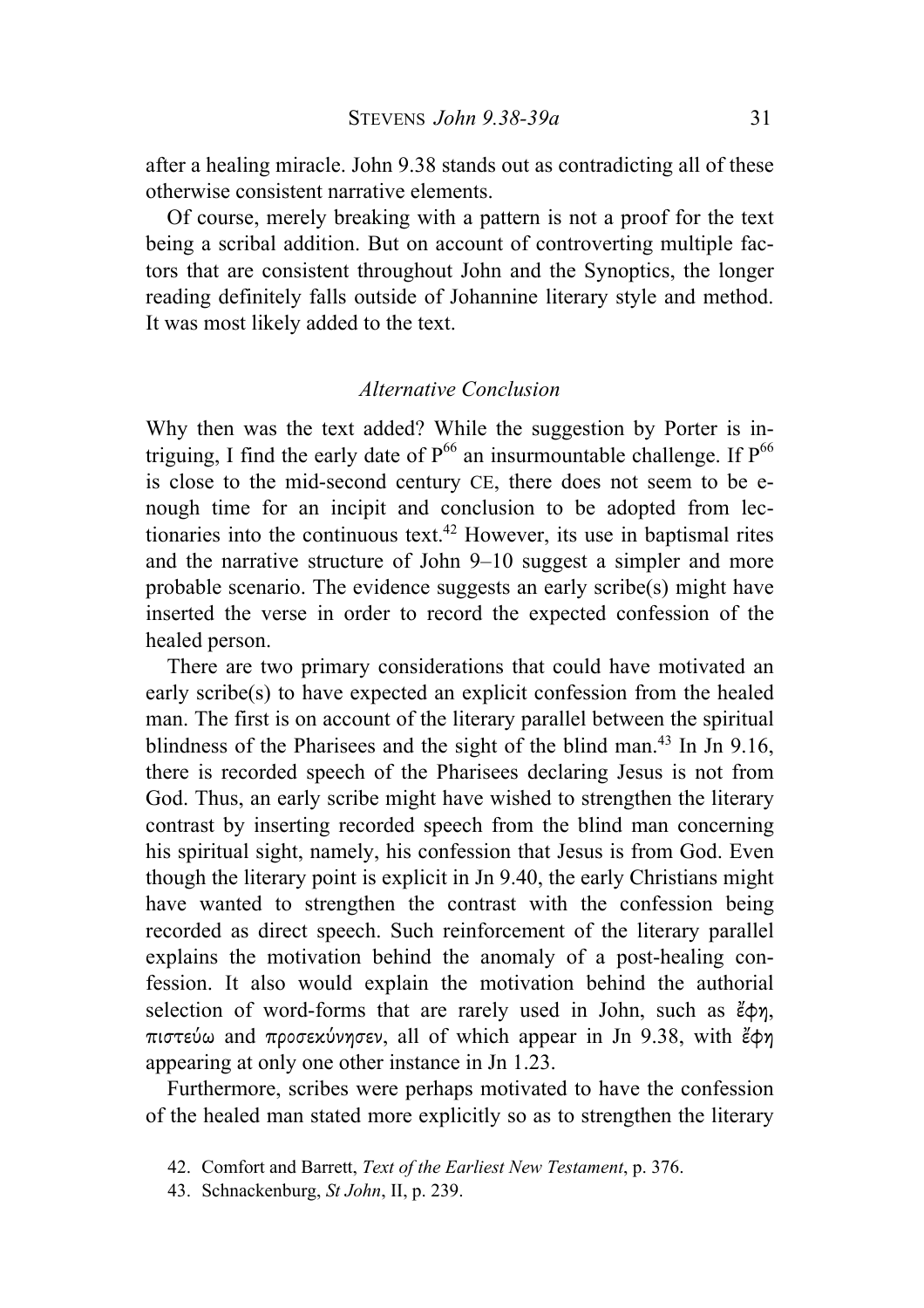after a healing miracle. John 9.38 stands out as contradicting all of these otherwise consistent narrative elements.

Of course, merely breaking with a pattern is not a proof for the text being a scribal addition. But on account of controverting multiple factors that are consistent throughout John and the Synoptics, the longer reading definitely falls outside of Johannine literary style and method. It was most likely added to the text.

### *Alternative Conclusion*

Why then was the text added? While the suggestion by Porter is intriguing, I find the early date of P[66] an insurmountable challenge. If P[66] is close to the mid-second century CE, there does not seem to be enough time for an incipit and conclusion to be adopted from lectionaries into the continuous text.[42] However, its use in baptismal rites and the narrative structure of John 9–10 suggest a simpler and more probable scenario. The evidence suggests an early scribe(s) might have inserted the verse in order to record the expected confession of the healed person.

There are two primary considerations that could have motivated an early scribe(s) to have expected an explicit confession from the healed man. The first is on account of the literary parallel between the spiritual blindness of the Pharisees and the sight of the blind man.[43] In Jn 9.16, there is recorded speech of the Pharisees declaring Jesus is not from God. Thus, an early scribe might have wished to strengthen the literary contrast by inserting recorded speech from the blind man concerning his spiritual sight, namely, his confession that Jesus is from God. Even though the literary point is explicit in Jn 9.40, the early Christians might have wanted to strengthen the contrast with the confession being recorded as direct speech. Such reinforcement of the literary parallel explains the motivation behind the anomaly of a post-healing confession. It also would explain the motivation behind the authorial selection of word-forms that are rarely used in John, such as ἔφη, πιστεύω and προσεκύνησεν, all of which appear in Jn 9.38, with ἔφη appearing at only one other instance in Jn 1.23.

Furthermore, scribes were perhaps motivated to have the confession of the healed man stated more explicitly so as to strengthen the literary

42. Comfort and Barrett, *Text of the Earliest New Testament*, p. 376.

43. Schnackenburg, *St John*, II, p. 239.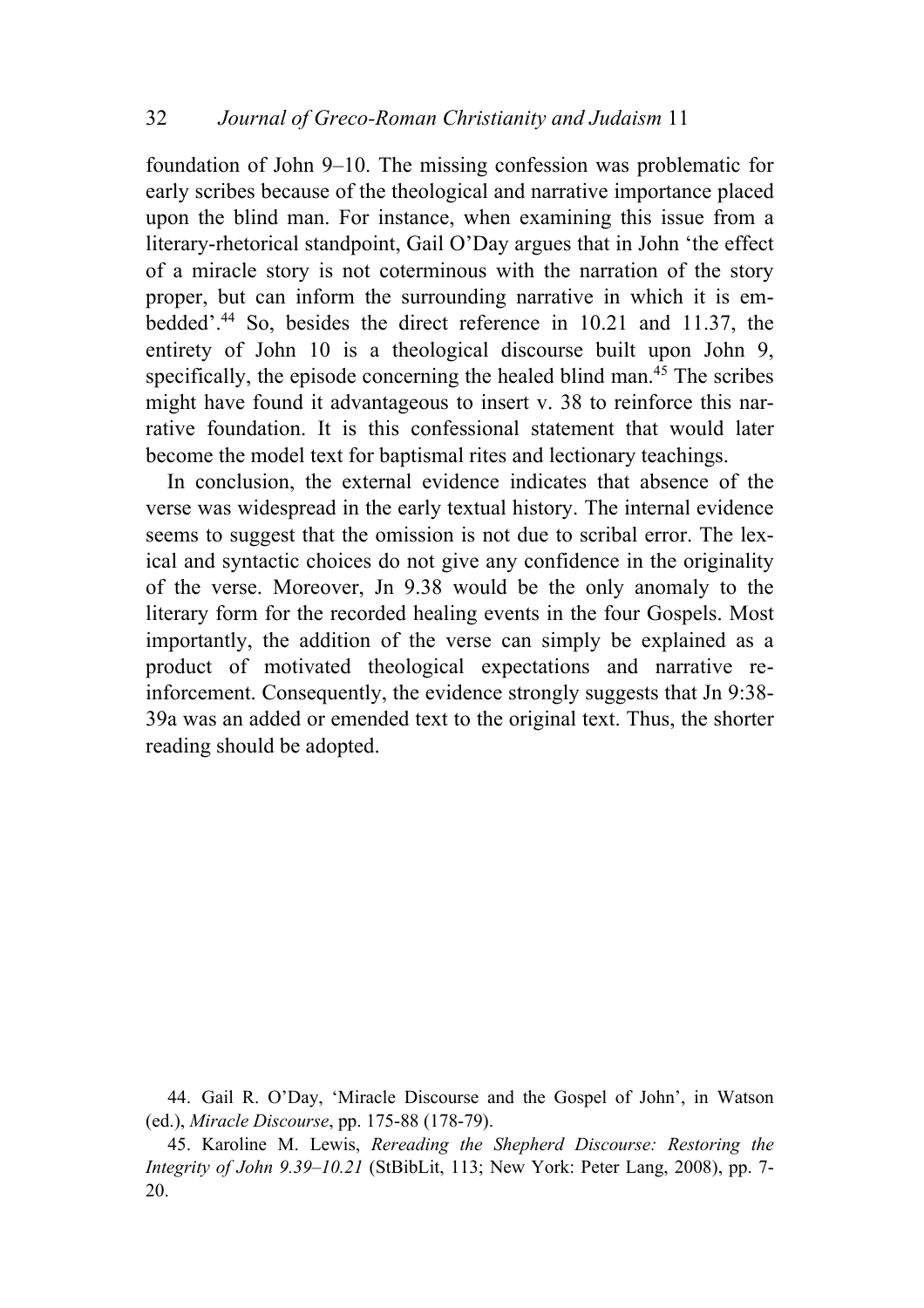foundation of John 9–10. The missing confession was problematic for early scribes because of the theological and narrative importance placed upon the blind man. For instance, when examining this issue from a literary-rhetorical standpoint, Gail O'Day argues that in John 'the effect of a miracle story is not coterminous with the narration of the story proper, but can inform the surrounding narrative in which it is embedded'.[44] So, besides the direct reference in 10.21 and 11.37, the entirety of John 10 is a theological discourse built upon John 9, specifically, the episode concerning the healed blind man.[45] The scribes might have found it advantageous to insert v. 38 to reinforce this narrative foundation. It is this confessional statement that would later become the model text for baptismal rites and lectionary teachings.

In conclusion, the external evidence indicates that absence of the verse was widespread in the early textual history. The internal evidence seems to suggest that the omission is not due to scribal error. The lexical and syntactic choices do not give any confidence in the originality of the verse. Moreover, Jn 9.38 would be the only anomaly to the literary form for the recorded healing events in the four Gospels. Most importantly, the addition of the verse can simply be explained as a product of motivated theological expectations and narrative reinforcement. Consequently, the evidence strongly suggests that Jn 9:38-39a was an added or emended text to the original text. Thus, the shorter reading should be adopted.

44. Gail R. O'Day, 'Miracle Discourse and the Gospel of John', in Watson (ed.), *Miracle Discourse*, pp. 175-88 (178-79).

45. Karoline M. Lewis, *Rereading the Shepherd Discourse: Restoring the Integrity of John 9.39–10.21* (StBibLit, 113; New York: Peter Lang, 2008), pp. 7-20.